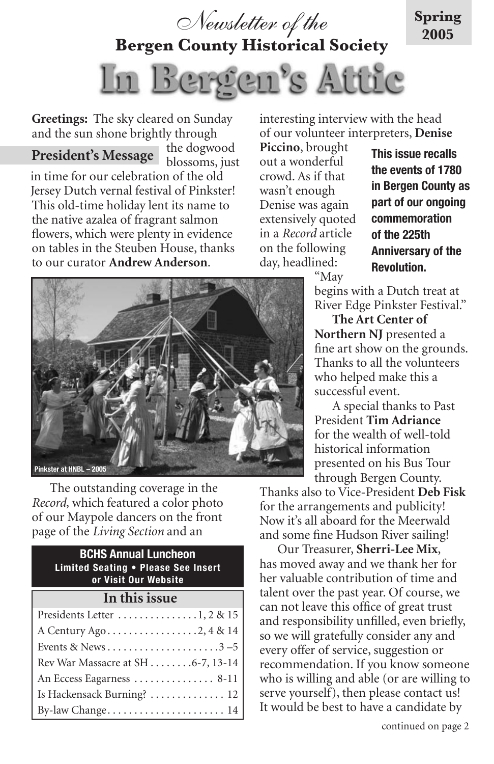*Newsletter of the*

# Bergen County Historical Society

**Spring 2005**

# In Bergen's Attic

## President's Message

**Greetings:** The sky cleared on Sunday and the sun shone brightly through the dogwood blossoms, just in time for our celebration of the old Jersey Dutch vernal festival of Pinkster! This old-time holiday lent its name to the native azalea of fragrant salmon flowers, which were plenty in evidence on tables in the Steuben House, thanks to our curator **Andrew Anderson**.

Pinkster at HNBL – 2005

The outstanding coverage in the *Record,* which featured a color photo of our Maypole dancers on the front page of the *Living Section* and an interesting interview with the head of our volunteer interpreters, **Denise Piccino**, brought out a wonderful crowd. As if that wasn't enough Denise was again extensively quoted in a *Record* article on the following day, headlined: "May begins with a Dutch treat at River Edge Pinkster Festival."

**This issue recalls the events of 1780 in Bergen County as part of our ongoing commemoration of the 225th Anniversary of the Revolution.**

**The Art Center of Northern NJ** presented a fine art show on the grounds. Thanks to all the volunteers who helped make this a successful event.

A special thanks to Past President **Tim Adriance** for the wealth of well-told historical information presented on his Bus Tour through Bergen County. Thanks also to Vice-President **Deb Fisk** for the arrangements and publicity! Now it's all aboard for the Meerwald and some fine Hudson River sailing!

Our Treasurer, **Sherri-Lee Mix**, has moved away and we thank her for her valuable contribution of time and talent over the past year. Of course, we can not leave this office of great trust and responsibility unfilled, even briefly, so we will gratefully consider any and every offer of service, suggestion or recommendation. If you know someone who is willing and able (or are willing to serve yourself), then please contact us! It would be best to have a candidate by

continued on page 2

**BCHS Annual Luncheon**
**Limited Seating • Please See Insert or Visit Our Website**

### In this issue

| | |
|---|---|
| Presidents Letter | 1, 2 & 15 |
| A Century Ago | 2, 4 & 14 |
| Events & News | 3 –5 |
| Rev War Massacre at SH | 6-7, 13-14 |
| An Eccess Eagarness | 8-11 |
| Is Hackensack Burning? | 12 |
| By-law Change | 14 |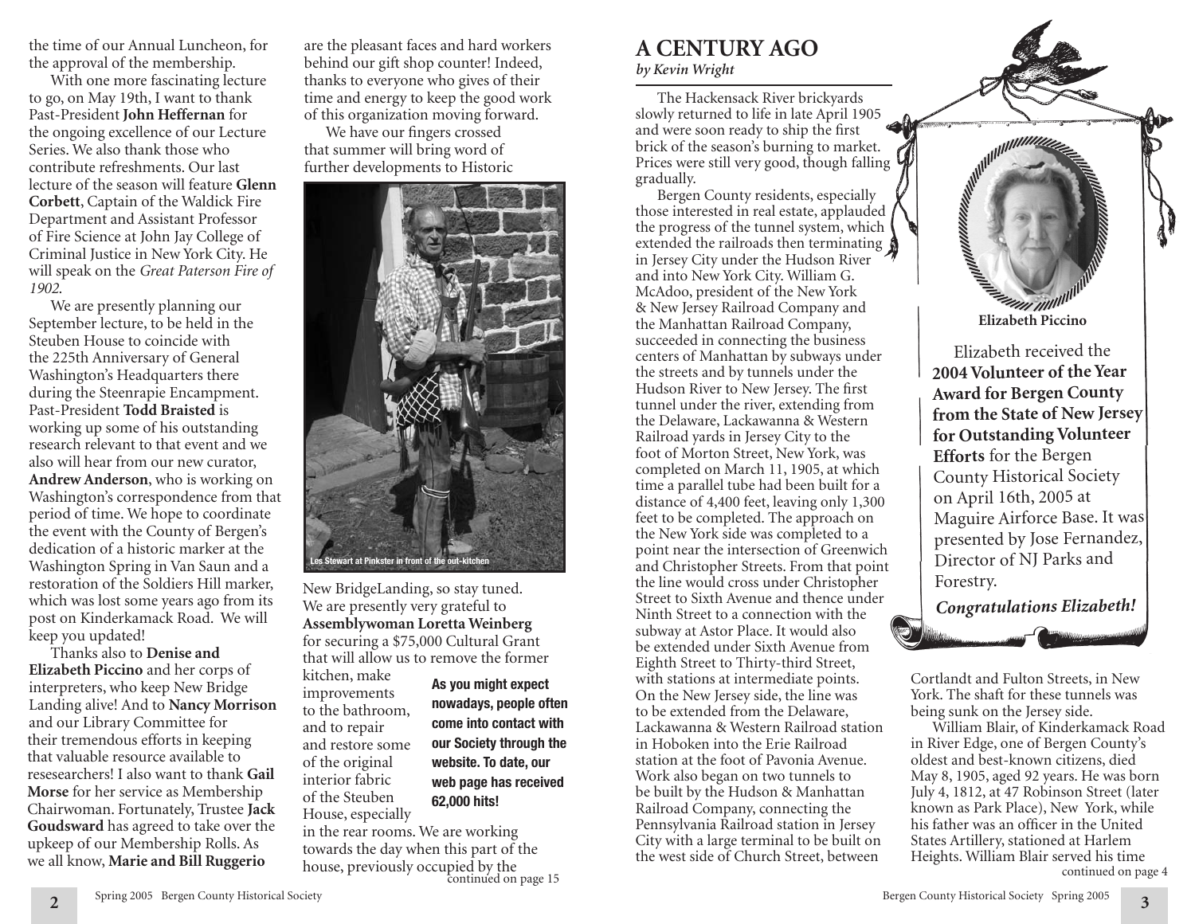the time of our Annual Luncheon, for the approval of the membership.

With one more fascinating lecture to go, on May 19th, I want to thank Past-President **John Heffernan** for the ongoing excellence of our Lecture Series. We also thank those who contribute refreshments. Our last lecture of the season will feature **Glenn Corbett**, Captain of the Waldick Fire Department and Assistant Professor of Fire Science at John Jay College of Criminal Justice in New York City. He will speak on the *Great Paterson Fire of 1902.*

We are presently planning our September lecture, to be held in the Steuben House to coincide with the 225th Anniversary of General Washington's Headquarters there during the Steenrapie Encampment. Past-President **Todd Braisted** is working up some of his outstanding research relevant to that event and we also will hear from our new curator, **Andrew Anderson**, who is working on Washington's correspondence from that period of time. We hope to coordinate the event with the County of Bergen's dedication of a historic marker at the Washington Spring in Van Saun and a restoration of the Soldiers Hill marker, which was lost some years ago from its post on Kinderkamack Road. We will keep you updated!

Thanks also to **Denise and Elizabeth Piccino** and her corps of interpreters, who keep New Bridge Landing alive! And to **Nancy Morrison** and our Library Committee for their tremendous efforts in keeping that valuable resource available to resesearchers! I also want to thank **Gail Morse** for her service as Membership Chairwoman. Fortunately, Trustee **Jack Goudsward** has agreed to take over the upkeep of our Membership Rolls. As we all know, **Marie and Bill Ruggerio** are the pleasant faces and hard workers behind our gift shop counter! Indeed, thanks to everyone who gives of their time and energy to keep the good work of this organization moving forward.

We have our fingers crossed that summer will bring word of further developments to Historic New BridgeLanding, so stay tuned. We are presently very grateful to **Assemblywoman Loretta Weinberg** for securing a $75,000 Cultural Grant that will allow us to remove the former kitchen, make improvements to the bathroom, and to repair and restore some of the original interior fabric of the Steuben House, especially in the rear rooms. We are working towards the day when this part of the house, previously occupied by the

continued on page 15

Les Stewart at Pinkster in front of the out-kitchen

**As you might expect nowadays, people often come into contact with our Society through the website. To date, our web page has received 62,000 hits!**

# A CENTURY AGO

*by Kevin Wright*

The Hackensack River brickyards slowly returned to life in late April 1905 and were soon ready to ship the first brick of the season's burning to market. Prices were still very good, though falling gradually.

Bergen County residents, especially those interested in real estate, applauded the progress of the tunnel system, which extended the railroads then terminating in Jersey City under the Hudson River and into New York City. William G. McAdoo, president of the New York & New Jersey Railroad Company and the Manhattan Railroad Company, succeeded in connecting the business centers of Manhattan by subways under the streets and by tunnels under the Hudson River to New Jersey. The first tunnel under the river, extending from the Delaware, Lackawanna & Western Railroad yards in Jersey City to the foot of Morton Street, New York, was completed on March 11, 1905, at which time a parallel tube had been built for a distance of 4,400 feet, leaving only 1,300 feet to be completed. The approach on the New York side was completed to a point near the intersection of Greenwich and Christopher Streets. From that point the line would cross under Christopher Street to Sixth Avenue and thence under Ninth Street to a connection with the subway at Astor Place. It would also be extended under Sixth Avenue from Eighth Street to Thirty-third Street, with stations at intermediate points. On the New Jersey side, the line was to be extended from the Delaware, Lackawanna & Western Railroad station in Hoboken into the Erie Railroad station at the foot of Pavonia Avenue. Work also began on two tunnels to be built by the Hudson & Manhattan Railroad Company, connecting the Pennsylvania Railroad station in Jersey City with a large terminal to be built on the west side of Church Street, between Cortlandt and Fulton Streets, in New York. The shaft for these tunnels was being sunk on the Jersey side.

William Blair, of Kinderkamack Road in River Edge, one of Bergen County's oldest and best-known citizens, died May 8, 1905, aged 92 years. He was born July 4, 1812, at 47 Robinson Street (later known as Park Place), New York, while his father was an officer in the United States Artillery, stationed at Harlem Heights. William Blair served his time

continued on page 4

**Elizabeth Piccino**

Elizabeth received the **2004 Volunteer of the Year Award for Bergen County from the State of New Jersey for Outstanding Volunteer Efforts** for the Bergen County Historical Society on April 16th, 2005 at Maguire Airforce Base. It was presented by Jose Fernandez, Director of NJ Parks and Forestry.

***Congratulations Elizabeth!***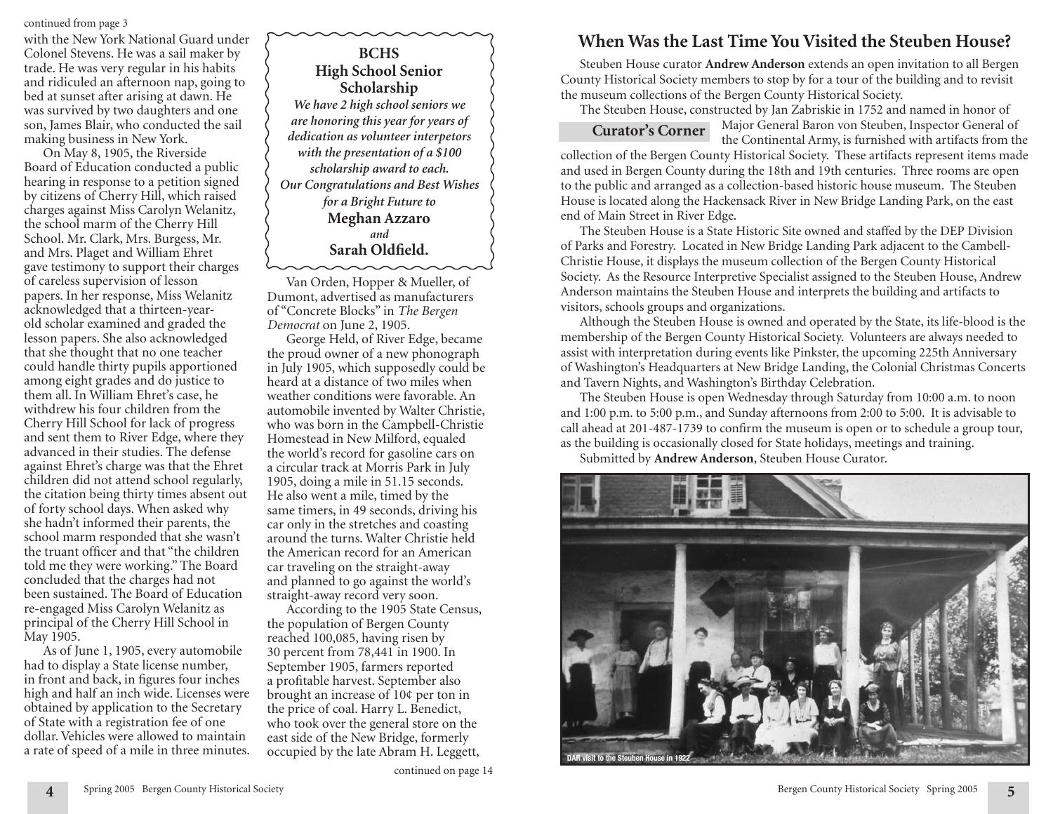continued from page 3

with the New York National Guard under Colonel Stevens. He was a sail maker by trade. He was very regular in his habits and ridiculed an afternoon nap, going to bed at sunset after arising at dawn. He was survived by two daughters and one son, James Blair, who conducted the sail making business in New York.

On May 8, 1905, the Riverside Board of Education conducted a public hearing in response to a petition signed by citizens of Cherry Hill, which raised charges against Miss Carolyn Welanitz, the school marm of the Cherry Hill School. Mr. Clark, Mrs. Burgess, Mr. and Mrs. Plaget and William Ehret gave testimony to support their charges of careless supervision of lesson papers. In her response, Miss Welanitz acknowledged that a thirteen-year-old scholar examined and graded the lesson papers. She also acknowledged that she thought that no one teacher could handle thirty pupils apportioned among eight grades and do justice to them all. In William Ehret's case, he withdrew his four children from the Cherry Hill School for lack of progress and sent them to River Edge, where they advanced in their studies. The defense against Ehret's charge was that the Ehret children did not attend school regularly, the citation being thirty times absent out of forty school days. When asked why she hadn't informed their parents, the school marm responded that she wasn't the truant officer and that "the children told me they were working." The Board concluded that the charges had not been sustained. The Board of Education re-engaged Miss Carolyn Welanitz as principal of the Cherry Hill School in May 1905.

As of June 1, 1905, every automobile had to display a State license number, in front and back, in figures four inches high and half an inch wide. Licenses were obtained by application to the Secretary of State with a registration fee of one dollar. Vehicles were allowed to maintain a rate of speed of a mile in three minutes.

**BCHS**
**High School Senior Scholarship**

***We have 2 high school seniors we are honoring this year for years of dedication as volunteer interpetors with the presentation of a $100 scholarship award to each. Our Congratulations and Best Wishes for a Bright Future to***

**Meghan Azzaro**
***and***
**Sarah Oldfield.**

Van Orden, Hopper & Mueller, of Dumont, advertised as manufacturers of "Concrete Blocks" in *The Bergen Democrat* on June 2, 1905.

George Held, of River Edge, became the proud owner of a new phonograph in July 1905, which supposedly could be heard at a distance of two miles when weather conditions were favorable. An automobile invented by Walter Christie, who was born in the Campbell-Christie Homestead in New Milford, equaled the world's record for gasoline cars on a circular track at Morris Park in July 1905, doing a mile in 51.15 seconds. He also went a mile, timed by the same timers, in 49 seconds, driving his car only in the stretches and coasting around the turns. Walter Christie held the American record for an American car traveling on the straight-away and planned to go against the world's straight-away record very soon.

According to the 1905 State Census, the population of Bergen County reached 100,085, having risen by 30 percent from 78,441 in 1900. In September 1905, farmers reported a profitable harvest. September also brought an increase of 10¢ per ton in the price of coal. Harry L. Benedict, who took over the general store on the east side of the New Bridge, formerly occupied by the late Abram H. Leggett,

continued on page 14

## When Was the Last Time You Visited the Steuben House?

Steuben House curator **Andrew Anderson** extends an open invitation to all Bergen County Historical Society members to stop by for a tour of the building and to revisit the museum collections of the Bergen County Historical Society.

**Curator's Corner**

The Steuben House, constructed by Jan Zabriskie in 1752 and named in honor of Major General Baron von Steuben, Inspector General of the Continental Army, is furnished with artifacts from the collection of the Bergen County Historical Society. These artifacts represent items made and used in Bergen County during the 18th and 19th centuries. Three rooms are open to the public and arranged as a collection-based historic house museum. The Steuben House is located along the Hackensack River in New Bridge Landing Park, on the east end of Main Street in River Edge.

The Steuben House is a State Historic Site owned and staffed by the DEP Division of Parks and Forestry. Located in New Bridge Landing Park adjacent to the Cambell-Christie House, it displays the museum collection of the Bergen County Historical Society. As the Resource Interpretive Specialist assigned to the Steuben House, Andrew Anderson maintains the Steuben House and interprets the building and artifacts to visitors, schools groups and organizations.

Although the Steuben House is owned and operated by the State, its life-blood is the membership of the Bergen County Historical Society. Volunteers are always needed to assist with interpretation during events like Pinkster, the upcoming 225th Anniversary of Washington's Headquarters at New Bridge Landing, the Colonial Christmas Concerts and Tavern Nights, and Washington's Birthday Celebration.

The Steuben House is open Wednesday through Saturday from 10:00 a.m. to noon and 1:00 p.m. to 5:00 p.m., and Sunday afternoons from 2:00 to 5:00. It is advisable to call ahead at 201-487-1739 to confirm the museum is open or to schedule a group tour, as the building is occasionally closed for State holidays, meetings and training.

Submitted by **Andrew Anderson**, Steuben House Curator.

DAR visit to the Steuben House in 1922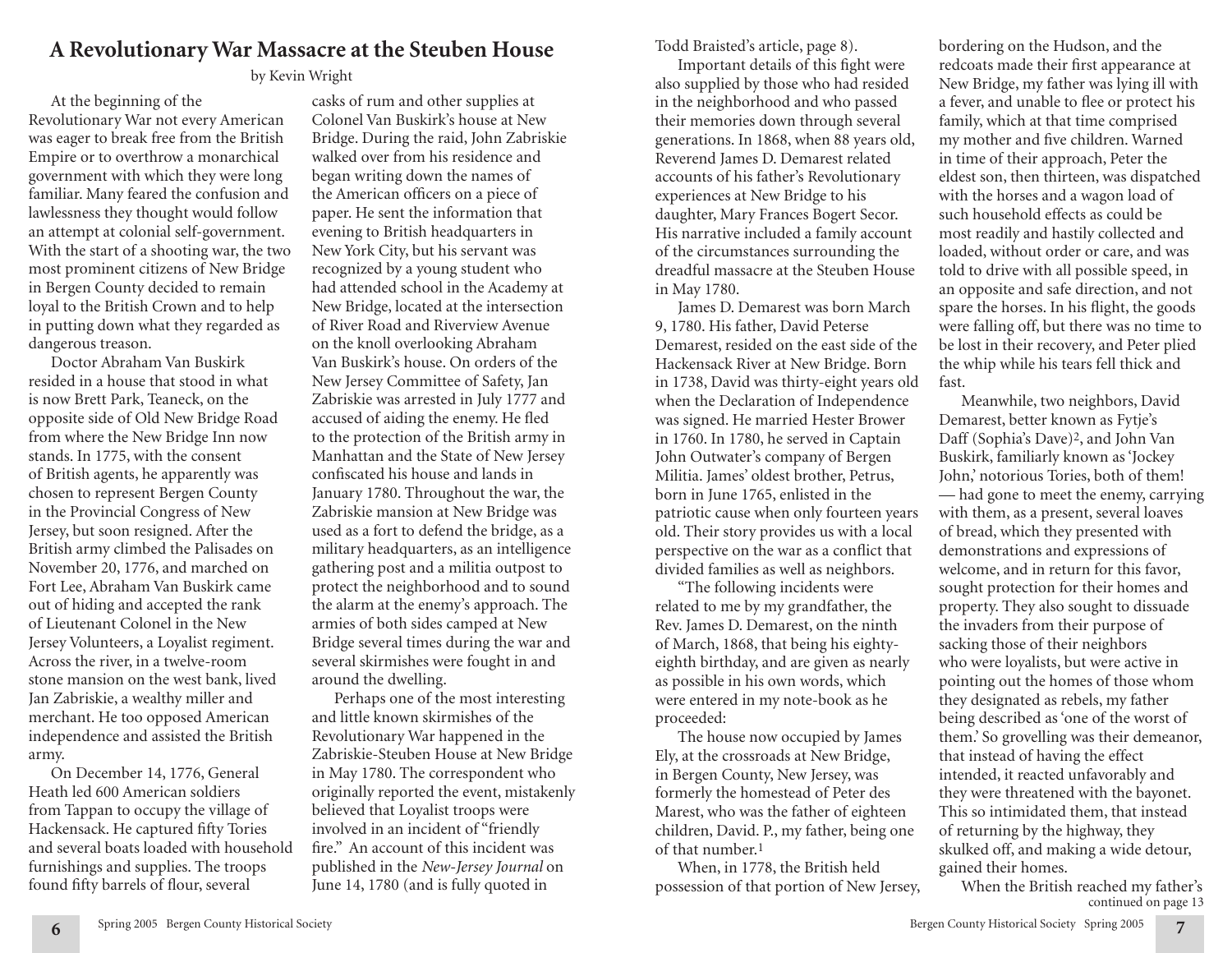# A Revolutionary War Massacre at the Steuben House

by Kevin Wright

At the beginning of the Revolutionary War not every American was eager to break free from the British Empire or to overthrow a monarchical government with which they were long familiar. Many feared the confusion and lawlessness they thought would follow an attempt at colonial self-government. With the start of a shooting war, the two most prominent citizens of New Bridge in Bergen County decided to remain loyal to the British Crown and to help in putting down what they regarded as dangerous treason.

Doctor Abraham Van Buskirk resided in a house that stood in what is now Brett Park, Teaneck, on the opposite side of Old New Bridge Road from where the New Bridge Inn now stands. In 1775, with the consent of British agents, he apparently was chosen to represent Bergen County in the Provincial Congress of New Jersey, but soon resigned. After the British army climbed the Palisades on November 20, 1776, and marched on Fort Lee, Abraham Van Buskirk came out of hiding and accepted the rank of Lieutenant Colonel in the New Jersey Volunteers, a Loyalist regiment. Across the river, in a twelve-room stone mansion on the west bank, lived Jan Zabriskie, a wealthy miller and merchant. He too opposed American independence and assisted the British army.

On December 14, 1776, General Heath led 600 American soldiers from Tappan to occupy the village of Hackensack. He captured fifty Tories and several boats loaded with household furnishings and supplies. The troops found fifty barrels of flour, several casks of rum and other supplies at Colonel Van Buskirk's house at New Bridge. During the raid, John Zabriskie walked over from his residence and began writing down the names of the American officers on a piece of paper. He sent the information that evening to British headquarters in New York City, but his servant was recognized by a young student who had attended school in the Academy at New Bridge, located at the intersection of River Road and Riverview Avenue on the knoll overlooking Abraham Van Buskirk's house. On orders of the New Jersey Committee of Safety, Jan Zabriskie was arrested in July 1777 and accused of aiding the enemy. He fled to the protection of the British army in Manhattan and the State of New Jersey confiscated his house and lands in January 1780. Throughout the war, the Zabriskie mansion at New Bridge was used as a fort to defend the bridge, as a military headquarters, as an intelligence gathering post and a militia outpost to protect the neighborhood and to sound the alarm at the enemy's approach. The armies of both sides camped at New Bridge several times during the war and several skirmishes were fought in and around the dwelling.

Perhaps one of the most interesting and little known skirmishes of the Revolutionary War happened in the Zabriskie-Steuben House at New Bridge in May 1780. The correspondent who originally reported the event, mistakenly believed that Loyalist troops were involved in an incident of "friendly fire." An account of this incident was published in the *New-Jersey Journal* on June 14, 1780 (and is fully quoted in Todd Braisted's article, page 8).

Important details of this fight were also supplied by those who had resided in the neighborhood and who passed their memories down through several generations. In 1868, when 88 years old, Reverend James D. Demarest related accounts of his father's Revolutionary experiences at New Bridge to his daughter, Mary Frances Bogert Secor. His narrative included a family account of the circumstances surrounding the dreadful massacre at the Steuben House in May 1780.

James D. Demarest was born March 9, 1780. His father, David Peterse Demarest, resided on the east side of the Hackensack River at New Bridge. Born in 1738, David was thirty-eight years old when the Declaration of Independence was signed. He married Hester Brower in 1760. In 1780, he served in Captain John Outwater's company of Bergen Militia. James' oldest brother, Petrus, born in June 1765, enlisted in the patriotic cause when only fourteen years old. Their story provides us with a local perspective on the war as a conflict that divided families as well as neighbors.

"The following incidents were related to me by my grandfather, the Rev. James D. Demarest, on the ninth of March, 1868, that being his eighty-eighth birthday, and are given as nearly as possible in his own words, which were entered in my note-book as he proceeded:

The house now occupied by James Ely, at the crossroads at New Bridge, in Bergen County, New Jersey, was formerly the homestead of Peter des Marest, who was the father of eighteen children, David. P., my father, being one of that number.[1]

When, in 1778, the British held possession of that portion of New Jersey, bordering on the Hudson, and the redcoats made their first appearance at New Bridge, my father was lying ill with a fever, and unable to flee or protect his family, which at that time comprised my mother and five children. Warned in time of their approach, Peter the eldest son, then thirteen, was dispatched with the horses and a wagon load of such household effects as could be most readily and hastily collected and loaded, without order or care, and was told to drive with all possible speed, in an opposite and safe direction, and not spare the horses. In his flight, the goods were falling off, but there was no time to be lost in their recovery, and Peter plied the whip while his tears fell thick and fast.

Meanwhile, two neighbors, David Demarest, better known as Fytje's Daff (Sophia's Dave)[2], and John Van Buskirk, familiarly known as 'Jockey John,' notorious Tories, both of them! — had gone to meet the enemy, carrying with them, as a present, several loaves of bread, which they presented with demonstrations and expressions of welcome, and in return for this favor, sought protection for their homes and property. They also sought to dissuade the invaders from their purpose of sacking those of their neighbors who were loyalists, but were active in pointing out the homes of those whom they designated as rebels, my father being described as 'one of the worst of them.' So grovelling was their demeanor, that instead of having the effect intended, it reacted unfavorably and they were threatened with the bayonet. This so intimidated them, that instead of returning by the highway, they skulked off, and making a wide detour, gained their homes.

When the British reached my father's

continued on page 13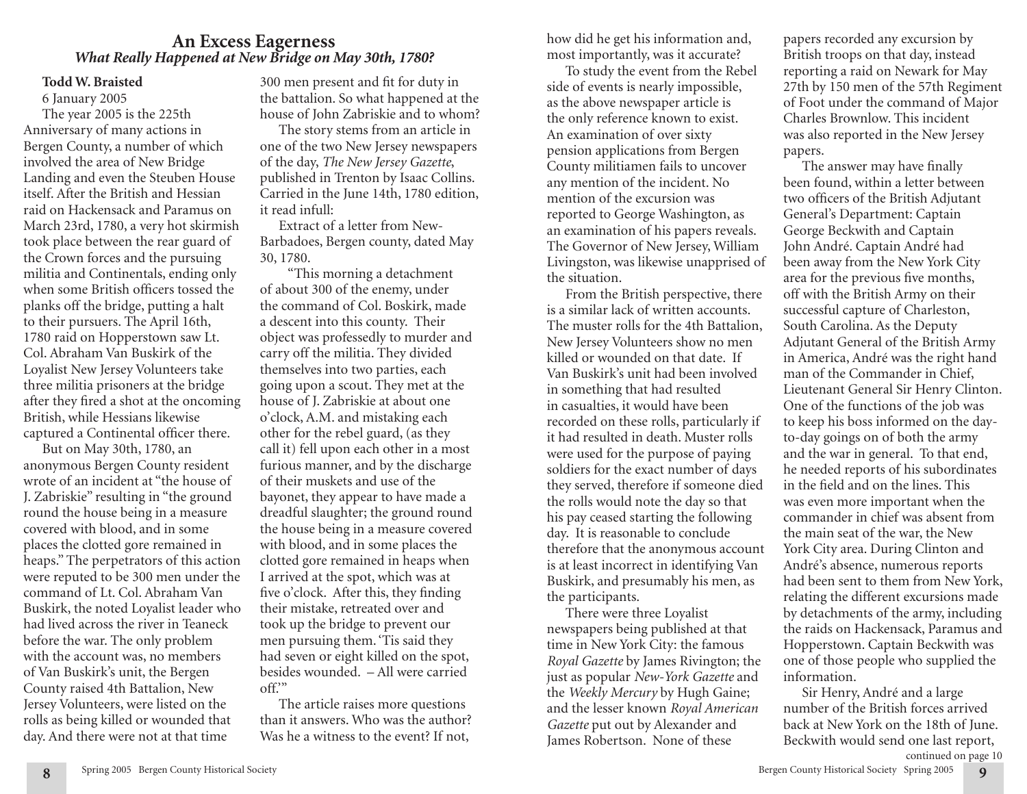## An Excess Eagerness

### *What Really Happened at New Bridge on May 30th, 1780?*

**Todd W. Braisted**

6 January 2005

The year 2005 is the 225th Anniversary of many actions in Bergen County, a number of which involved the area of New Bridge Landing and even the Steuben House itself. After the British and Hessian raid on Hackensack and Paramus on March 23rd, 1780, a very hot skirmish took place between the rear guard of the Crown forces and the pursuing militia and Continentals, ending only when some British officers tossed the planks off the bridge, putting a halt to their pursuers. The April 16th, 1780 raid on Hopperstown saw Lt. Col. Abraham Van Buskirk of the Loyalist New Jersey Volunteers take three militia prisoners at the bridge after they fired a shot at the oncoming British, while Hessians likewise captured a Continental officer there.

But on May 30th, 1780, an anonymous Bergen County resident wrote of an incident at "the house of J. Zabriskie" resulting in "the ground round the house being in a measure covered with blood, and in some places the clotted gore remained in heaps." The perpetrators of this action were reputed to be 300 men under the command of Lt. Col. Abraham Van Buskirk, the noted Loyalist leader who had lived across the river in Teaneck before the war. The only problem with the account was, no members of Van Buskirk's unit, the Bergen County raised 4th Battalion, New Jersey Volunteers, were listed on the rolls as being killed or wounded that day. And there were not at that time 300 men present and fit for duty in the battalion. So what happened at the house of John Zabriskie and to whom?

The story stems from an article in one of the two New Jersey newspapers of the day, *The New Jersey Gazette*, published in Trenton by Isaac Collins. Carried in the June 14th, 1780 edition, it read infull:

Extract of a letter from New-Barbadoes, Bergen county, dated May 30, 1780.

"This morning a detachment of about 300 of the enemy, under the command of Col. Boskirk, made a descent into this county. Their object was professedly to murder and carry off the militia. They divided themselves into two parties, each going upon a scout. They met at the house of J. Zabriskie at about one o'clock, A.M. and mistaking each other for the rebel guard, (as they call it) fell upon each other in a most furious manner, and by the discharge of their muskets and use of the bayonet, they appear to have made a dreadful slaughter; the ground round the house being in a measure covered with blood, and in some places the clotted gore remained in heaps when I arrived at the spot, which was at five o'clock. After this, they finding their mistake, retreated over and took up the bridge to prevent our men pursuing them. 'Tis said they had seven or eight killed on the spot, besides wounded. – All were carried off.'"

The article raises more questions than it answers. Who was the author? Was he a witness to the event? If not, how did he get his information and, most importantly, was it accurate?

To study the event from the Rebel side of events is nearly impossible, as the above newspaper article is the only reference known to exist. An examination of over sixty pension applications from Bergen County militiamen fails to uncover any mention of the incident. No mention of the excursion was reported to George Washington, as an examination of his papers reveals. The Governor of New Jersey, William Livingston, was likewise unapprised of the situation.

From the British perspective, there is a similar lack of written accounts. The muster rolls for the 4th Battalion, New Jersey Volunteers show no men killed or wounded on that date. If Van Buskirk's unit had been involved in something that had resulted in casualties, it would have been recorded on these rolls, particularly if it had resulted in death. Muster rolls were used for the purpose of paying soldiers for the exact number of days they served, therefore if someone died the rolls would note the day so that his pay ceased starting the following day. It is reasonable to conclude therefore that the anonymous account is at least incorrect in identifying Van Buskirk, and presumably his men, as the participants.

There were three Loyalist newspapers being published at that time in New York City: the famous *Royal Gazette* by James Rivington; the just as popular *New-York Gazette* and the *Weekly Mercury* by Hugh Gaine; and the lesser known *Royal American Gazette* put out by Alexander and James Robertson. None of these papers recorded any excursion by British troops on that day, instead reporting a raid on Newark for May 27th by 150 men of the 57th Regiment of Foot under the command of Major Charles Brownlow. This incident was also reported in the New Jersey papers.

The answer may have finally been found, within a letter between two officers of the British Adjutant General's Department: Captain George Beckwith and Captain John André. Captain André had been away from the New York City area for the previous five months, off with the British Army on their successful capture of Charleston, South Carolina. As the Deputy Adjutant General of the British Army in America, André was the right hand man of the Commander in Chief, Lieutenant General Sir Henry Clinton. One of the functions of the job was to keep his boss informed on the day-to-day goings on of both the army and the war in general. To that end, he needed reports of his subordinates in the field and on the lines. This was even more important when the commander in chief was absent from the main seat of the war, the New York City area. During Clinton and André's absence, numerous reports had been sent to them from New York, relating the different excursions made by detachments of the army, including the raids on Hackensack, Paramus and Hopperstown. Captain Beckwith was one of those people who supplied the information.

Sir Henry, André and a large number of the British forces arrived back at New York on the 18th of June. Beckwith would send one last report,

continued on page 10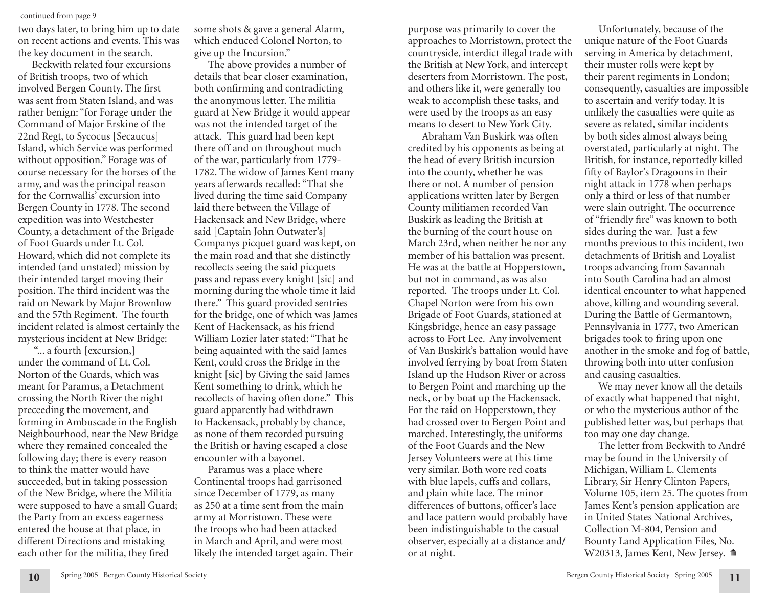continued from page 9

two days later, to bring him up to date on recent actions and events. This was the key document in the search.

Beckwith related four excursions of British troops, two of which involved Bergen County. The first was sent from Staten Island, and was rather benign: "for Forage under the Command of Major Erskine of the 22nd Regt, to Sycocus [Secaucus] Island, which Service was performed without opposition." Forage was of course necessary for the horses of the army, and was the principal reason for the Cornwallis' excursion into Bergen County in 1778. The second expedition was into Westchester County, a detachment of the Brigade of Foot Guards under Lt. Col. Howard, which did not complete its intended (and unstated) mission by their intended target moving their position. The third incident was the raid on Newark by Major Brownlow and the 57th Regiment. The fourth incident related is almost certainly the mysterious incident at New Bridge:

"... a fourth [excursion,] under the command of Lt. Col. Norton of the Guards, which was meant for Paramus, a Detachment crossing the North River the night preceeding the movement, and forming in Ambuscade in the English Neighbourhood, near the New Bridge where they remained concealed the following day; there is every reason to think the matter would have succeeded, but in taking possession of the New Bridge, where the Militia were supposed to have a small Guard; the Party from an excess eagerness entered the house at that place, in different Directions and mistaking each other for the militia, they fired some shots & gave a general Alarm, which enduced Colonel Norton, to give up the Incursion."

The above provides a number of details that bear closer examination, both confirming and contradicting the anonymous letter. The militia guard at New Bridge it would appear was not the intended target of the attack. This guard had been kept there off and on throughout much of the war, particularly from 1779-1782. The widow of James Kent many years afterwards recalled: "That she lived during the time said Company laid there between the Village of Hackensack and New Bridge, where said [Captain John Outwater's] Companys picquet guard was kept, on the main road and that she distinctly recollects seeing the said picquets pass and repass every knight [sic] and morning during the whole time it laid there." This guard provided sentries for the bridge, one of which was James Kent of Hackensack, as his friend William Lozier later stated: "That he being aquainted with the said James Kent, could cross the Bridge in the knight [sic] by Giving the said James Kent something to drink, which he recollects of having often done." This guard apparently had withdrawn to Hackensack, probably by chance, as none of them recorded pursuing the British or having escaped a close encounter with a bayonet.

Paramus was a place where Continental troops had garrisoned since December of 1779, as many as 250 at a time sent from the main army at Morristown. These were the troops who had been attacked in March and April, and were most likely the intended target again. Their purpose was primarily to cover the approaches to Morristown, protect the countryside, interdict illegal trade with the British at New York, and intercept deserters from Morristown. The post, and others like it, were generally too weak to accomplish these tasks, and were used by the troops as an easy means to desert to New York City.

Abraham Van Buskirk was often credited by his opponents as being at the head of every British incursion into the county, whether he was there or not. A number of pension applications written later by Bergen County militiamen recorded Van Buskirk as leading the British at the burning of the court house on March 23rd, when neither he nor any member of his battalion was present. He was at the battle at Hopperstown, but not in command, as was also reported. The troops under Lt. Col. Chapel Norton were from his own Brigade of Foot Guards, stationed at Kingsbridge, hence an easy passage across to Fort Lee. Any involvement of Van Buskirk's battalion would have involved ferrying by boat from Staten Island up the Hudson River or across to Bergen Point and marching up the neck, or by boat up the Hackensack. For the raid on Hopperstown, they had crossed over to Bergen Point and marched. Interestingly, the uniforms of the Foot Guards and the New Jersey Volunteers were at this time very similar. Both wore red coats with blue lapels, cuffs and collars, and plain white lace. The minor differences of buttons, officer's lace and lace pattern would probably have been indistinguishable to the casual observer, especially at a distance and/or at night.

Unfortunately, because of the unique nature of the Foot Guards serving in America by detachment, their muster rolls were kept by their parent regiments in London; consequently, casualties are impossible to ascertain and verify today. It is unlikely the casualties were quite as severe as related, similar incidents by both sides almost always being overstated, particularly at night. The British, for instance, reportedly killed fifty of Baylor's Dragoons in their night attack in 1778 when perhaps only a third or less of that number were slain outright. The occurrence of "friendly fire" was known to both sides during the war. Just a few months previous to this incident, two detachments of British and Loyalist troops advancing from Savannah into South Carolina had an almost identical encounter to what happened above, killing and wounding several. During the Battle of Germantown, Pennsylvania in 1777, two American brigades took to firing upon one another in the smoke and fog of battle, throwing both into utter confusion and causing casualties.

We may never know all the details of exactly what happened that night, or who the mysterious author of the published letter was, but perhaps that too may one day change.

The letter from Beckwith to André may be found in the University of Michigan, William L. Clements Library, Sir Henry Clinton Papers, Volume 105, item 25. The quotes from James Kent's pension application are in United States National Archives, Collection M-804, Pension and Bounty Land Application Files, No. W20313, James Kent, New Jersey.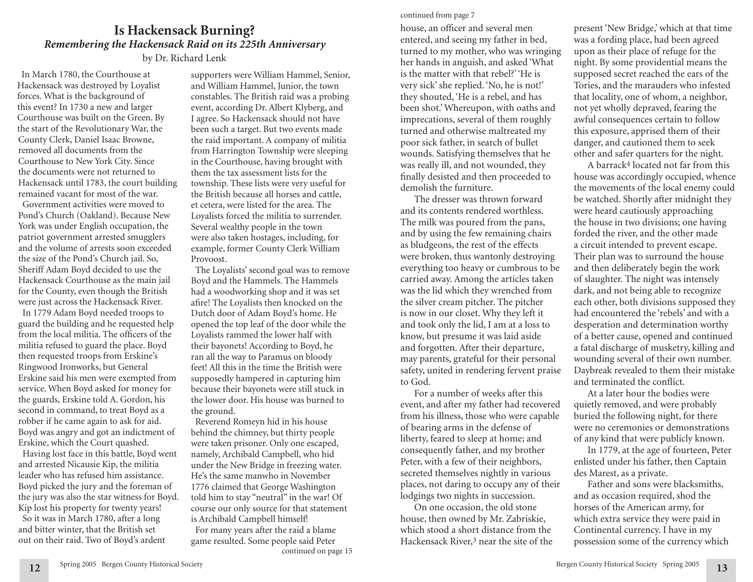# Is Hackensack Burning?

## *Remembering the Hackensack Raid on its 225th Anniversary*

by Dr. Richard Lenk

In March 1780, the Courthouse at Hackensack was destroyed by Loyalist forces. What is the background of this event? In 1730 a new and larger Courthouse was built on the Green. By the start of the Revolutionary War, the County Clerk, Daniel Isaac Browne, removed all documents from the Courthouse to New York City. Since the documents were not returned to Hackensack until 1783, the court building remained vacant for most of the war.

Government activities were moved to Pond's Church (Oakland). Because New York was under English occupation, the patriot government arrested smugglers and the volume of arrests soon exceeded the size of the Pond's Church jail. So, Sheriff Adam Boyd decided to use the Hackensack Courthouse as the main jail for the County, even though the British were just across the Hackensack River.

In 1779 Adam Boyd needed troops to guard the building and he requested help from the local militia. The officers of the militia refused to guard the place. Boyd then requested troops from Erskine's Ringwood Ironworks, but General Erskine said his men were exempted from service. When Boyd asked for money for the guards, Erskine told A. Gordon, his second in command, to treat Boyd as a robber if he came again to ask for aid. Boyd was angry and got an indictment of Erskine, which the Court quashed.

Having lost face in this battle, Boyd went and arrested Nicausie Kip, the militia leader who has refused him assistance. Boyd picked the jury and the foreman of the jury was also the star witness for Boyd. Kip lost his property for twenty years!

So it was in March 1780, after a long and bitter winter, that the British set out on their raid. Two of Boyd's ardent supporters were William Hammel, Senior, and William Hammel, Junior, the town constables. The British raid was a probing event, according Dr. Albert Klyberg, and I agree. So Hackensack should not have been such a target. But two events made the raid important. A company of militia from Harrington Township were sleeping in the Courthouse, having brought with them the tax assessment lists for the township. These lists were very useful for the British because all horses and cattle, et cetera, were listed for the area. The Loyalists forced the militia to surrender. Several wealthy people in the town were also taken hostages, including, for example, former County Clerk William Provoost.

The Loyalists' second goal was to remove Boyd and the Hammels. The Hammels had a woodworking shop and it was set afire! The Loyalists then knocked on the Dutch door of Adam Boyd's home. He opened the top leaf of the door while the Loyalists rammed the lower half with their bayonets! According to Boyd, he ran all the way to Paramus on bloody feet! All this in the time the British were supposedly hampered in capturing him because their bayonets were still stuck in the lower door. His house was burned to the ground.

Reverend Romeyn hid in his house behind the chimney, but thirty people were taken prisoner. Only one escaped, namely, Archibald Campbell, who hid under the New Bridge in freezing water. He's the same manwho in November 1776 claimed that George Washington told him to stay "neutral" in the war! Of course our only source for that statement is Archibald Campbell himself!

For many years after the raid a blame game resulted. Some people said Peter

continued on page 15

continued from page 7

house, an officer and several men entered, and seeing my father in bed, turned to my mother, who was wringing her hands in anguish, and asked 'What is the matter with that rebel?' 'He is very sick' she replied. 'No, he is not!' they shouted, 'He is a rebel, and has been shot.' Whereupon, with oaths and imprecations, several of them roughly turned and otherwise maltreated my poor sick father, in search of bullet wounds. Satisfying themselves that he was really ill, and not wounded, they finally desisted and then proceeded to demolish the furniture.

The dresser was thrown forward and its contents rendered worthless. The milk was poured from the pans, and by using the few remaining chairs as bludgeons, the rest of the effects were broken, thus wantonly destroying everything too heavy or cumbrous to be carried away. Among the articles taken was the lid which they wrenched from the silver cream pitcher. The pitcher is now in our closet. Why they left it and took only the lid, I am at a loss to know, but presume it was laid aside and forgotten. After their departure, may parents, grateful for their personal safety, united in rendering fervent praise to God.

For a number of weeks after this event, and after my father had recovered from his illness, those who were capable of bearing arms in the defense of liberty, feared to sleep at home; and consequently father, and my brother Peter, with a few of their neighbors, secreted themselves nightly in various places, not daring to occupy any of their lodgings two nights in succession.

On one occasion, the old stone house, then owned by Mr. Zabriskie, which stood a short distance from the Hackensack River,[3] near the site of the present 'New Bridge,' which at that time was a fording place, had been agreed upon as their place of refuge for the night. By some providential means the supposed secret reached the ears of the Tories, and the marauders who infested that locality, one of whom, a neighbor, not yet wholly depraved, fearing the awful consequences certain to follow this exposure, apprised them of their danger, and cautioned them to seek other and safer quarters for the night.

A barrack[4] located not far from this house was accordingly occupied, whence the movements of the local enemy could be watched. Shortly after midnight they were heard cautiously approaching the house in two divisions; one having forded the river, and the other made a circuit intended to prevent escape. Their plan was to surround the house and then deliberately begin the work of slaughter. The night was intensely dark, and not being able to recognize each other, both divisions supposed they had encountered the 'rebels' and with a desperation and determination worthy of a better cause, opened and continued a fatal discharge of musketry, killing and wounding several of their own number. Daybreak revealed to them their mistake and terminated the conflict.

At a later hour the bodies were quietly removed, and were probably buried the following night, for there were no ceremonies or demonstrations of any kind that were publicly known.

In 1779, at the age of fourteen, Peter enlisted under his father, then Captain des Marest, as a private.

Father and sons were blacksmiths, and as occasion required, shod the horses of the American army, for which extra service they were paid in Continental currency. I have in my possession some of the currency which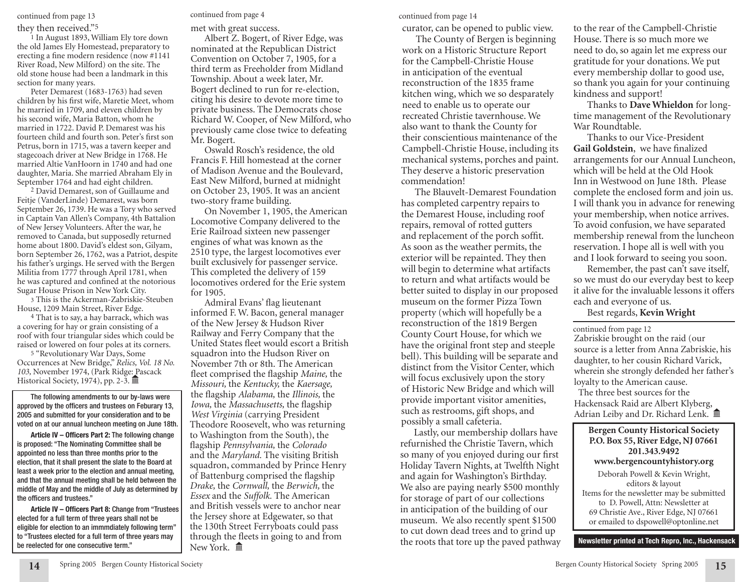continued from page 13

they then received."[5]

[1] In August 1893, William Ely tore down the old James Ely Homestead, preparatory to erecting a fine modern residence (now #1141 River Road, New Milford) on the site. The old stone house had been a landmark in this section for many years.

Peter Demarest (1683-1763) had seven children by his first wife, Maretie Meet, whom he married in 1709, and eleven children by his second wife, Maria Batton, whom he married in 1722. David P. Demarest was his fourteen child and fourth son. Peter's first son Petrus, born in 1715, was a tavern keeper and stagecoach driver at New Bridge in 1768. He married Altie VanHoorn in 1740 and had one daughter, Maria. She married Abraham Ely in September 1764 and had eight children.

[2] David Demarest, son of Guillaume and Feitje (VanderLinde) Demarest, was born September 26, 1739. He was a Tory who served in Captain Van Allen's Company, 4th Battalion of New Jersey Volunteers. After the war, he removed to Canada, but supposedly returned home about 1800. David's eldest son, Gilyam, born September 26, 1762, was a Patriot, despite his father's urgings. He served with the Bergen Militia from 1777 through April 1781, when he was captured and confined at the notorious Sugar House Prison in New York City.

[3] This is the Ackerman-Zabriskie-Steuben House, 1209 Main Street, River Edge.

[4] That is to say, a hay barrack, which was a covering for hay or grain consisting of a roof with four triangular sides which could be raised or lowered on four poles at its corners.

[5] "Revolutionary War Days, Some Occurrences at New Bridge," *Relics, Vol. 18 No. 103,* November 1974, (Park Ridge: Pascack Historical Society, 1974), pp. 2-3.

---

**The following amendments to our by-laws were approved by the officers and trustees on Feburary 13, 2005 and submitted for your consideration and to be voted on at our annual luncheon meeting on June 18th.**

**Article IV – Officers Part 2:** The following change is proposed: "The Nominating Committee shall be appointed no less than three months prior to the election, that it shall present the slate to the Board at least a week prior to the election and annual meeting, and that the annual meeting shall be held between the middle of May and the middle of July as determined by the officers and trustees."

**Article IV – Officers Part 8:** Change from "Trustees elected for a full term of three years shall not be eligible for election to an immmdiately following term" to "Trustees elected for a full term of three years may be reelected for one consecutive term."

---

continued from page 4

met with great success.

Albert Z. Bogert, of River Edge, was nominated at the Republican District Convention on October 7, 1905, for a third term as Freeholder from Midland Township. About a week later, Mr. Bogert declined to run for re-election, citing his desire to devote more time to private business. The Democrats chose Richard W. Cooper, of New Milford, who previously came close twice to defeating Mr. Bogert.

Oswald Rosch's residence, the old Francis F. Hill homestead at the corner of Madison Avenue and the Boulevard, East New Milford, burned at midnight on October 23, 1905. It was an ancient two-story frame building.

On November 1, 1905, the American Locomotive Company delivered to the Erie Railroad sixteen new passenger engines of what was known as the 2510 type, the largest locomotives ever built exclusively for passenger service. This completed the delivery of 159 locomotives ordered for the Erie system for 1905.

Admiral Evans' flag lieutenant informed F. W. Bacon, general manager of the New Jersey & Hudson River Railway and Ferry Company that the United States fleet would escort a British squadron into the Hudson River on November 7th or 8th. The American fleet comprised the flagship *Maine,* the *Missouri,* the *Kentucky,* the *Kaersage,* the flagship *Alabama,* the *Illinois,* the *Iowa,* the *Massachusetts,* the flagship *West Virginia* (carrying President Theodore Roosevelt, who was returning to Washington from the South), the flagship *Pennsylvania,* the *Colorado* and the *Maryland.* The visiting British squadron, commanded by Prince Henry of Battenburg comprised the flagship *Drake,* the *Cornwall,* the *Berwich,* the *Essex* and the *Suffolk.* The American and British vessels were to anchor near the Jersey shore at Edgewater, so that the 130th Street Ferryboats could pass through the fleets in going to and from New York.

---

continued from page 14

curator, can be opened to public view.

The County of Bergen is beginning work on a Historic Structure Report for the Campbell-Christie House in anticipation of the eventual reconstruction of the 1835 frame kitchen wing, which we so desparately need to enable us to operate our recreated Christie tavernhouse. We also want to thank the County for their conscientious maintenance of the Campbell-Christie House, including its mechanical systems, porches and paint. They deserve a historic preservation commendation!

The Blauvelt-Demarest Foundation has completed carpentry repairs to the Demarest House, including roof repairs, removal of rotted gutters and replacement of the porch soffit. As soon as the weather permits, the exterior will be repainted. They then will begin to determine what artifacts to return and what artifacts would be better suited to display in our proposed museum on the former Pizza Town property (which will hopefully be a reconstruction of the 1819 Bergen County Court House, for which we have the original front step and steeple bell). This building will be separate and distinct from the Visitor Center, which will focus exclusively upon the story of Historic New Bridge and which will provide important visitor amenities, such as restrooms, gift shops, and possibly a small cafeteria.

Lastly, our membership dollars have refurnished the Christie Tavern, which so many of you enjoyed during our first Holiday Tavern Nights, at Twelfth Night and again for Washington's Birthday. We also are paying nearly $500 monthly for storage of part of our collections in anticipation of the building of our museum. We also recently spent $1500 to cut down dead trees and to grind up the roots that tore up the paved pathway to the rear of the Campbell-Christie House. There is so much more we need to do, so again let me express our gratitude for your donations. We put every membership dollar to good use, so thank you again for your continuing kindness and support!

Thanks to **Dave Whieldon** for long-time management of the Revolutionary War Roundtable.

Thanks to our Vice-President **Gail Goldstein**, we have finalized arrangements for our Annual Luncheon, which will be held at the Old Hook Inn in Westwood on June 18th. Please complete the enclosed form and join us. I will thank you in advance for renewing your membership, when notice arrives. To avoid confusion, we have separated membership renewal from the luncheon reservation. I hope all is well with you and I look forward to seeing you soon.

Remember, the past can't save itself, so we must do our everyday best to keep it alive for the invaluable lessons it offers each and everyone of us.

Best regards, **Kevin Wright**

---

continued from page 12

Zabriskie brought on the raid (our source is a letter from Anna Zabriskie, his daughter, to her cousin Richard Varick, wherein she strongly defended her father's loyalty to the American cause.

The three best sources for the Hackensack Raid are Albert Klyberg, Adrian Leiby and Dr. Richard Lenk.

---

**Bergen County Historical Society**
**P.O. Box 55, River Edge, NJ 07661**
**201.343.9492**
**www.bergencountyhistory.org**

Deborah Powell & Kevin Wright, editors & layout

Items for the newsletter may be submitted to D. Powell, Attn: Newsletter at 69 Christie Ave., River Edge, NJ 07661 or emailed to dspowell@optonline.net

**Newsletter printed at Tech Repro, Inc., Hackensack**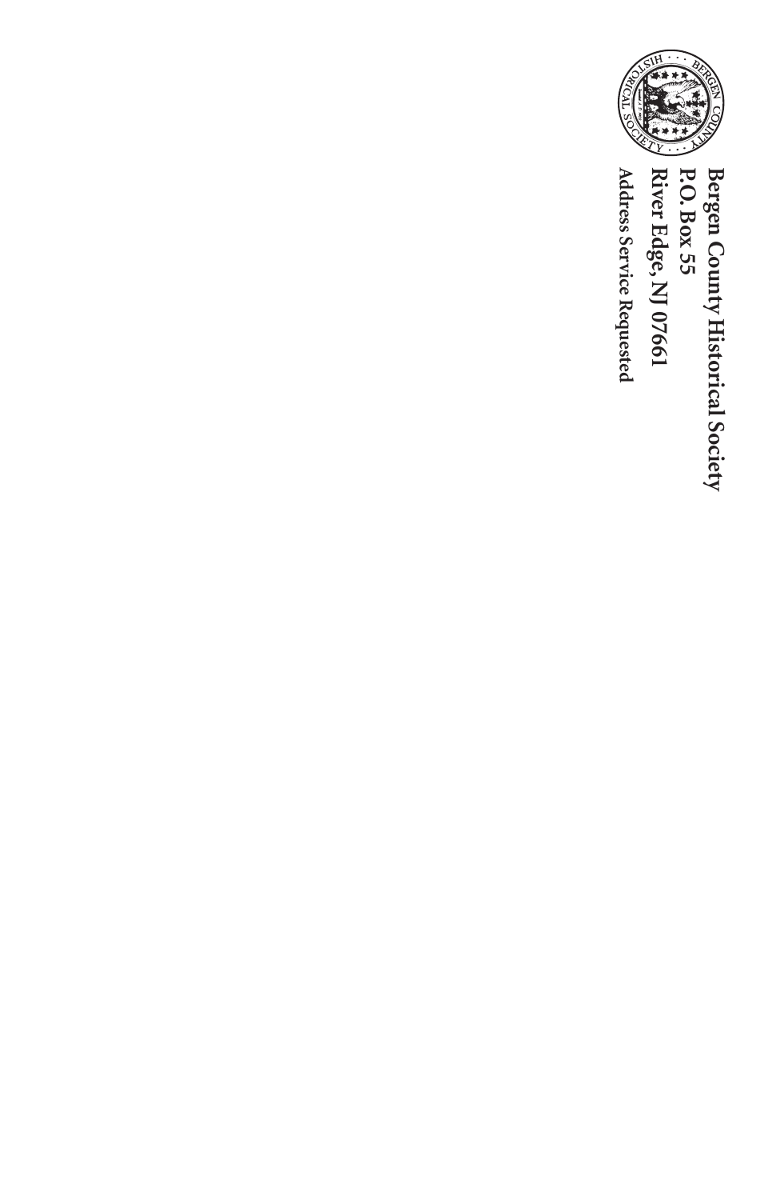**Bergen County Historical Society**
**P.O. Box 55**
**River Edge, NJ 07661**
**Address Service Requested**